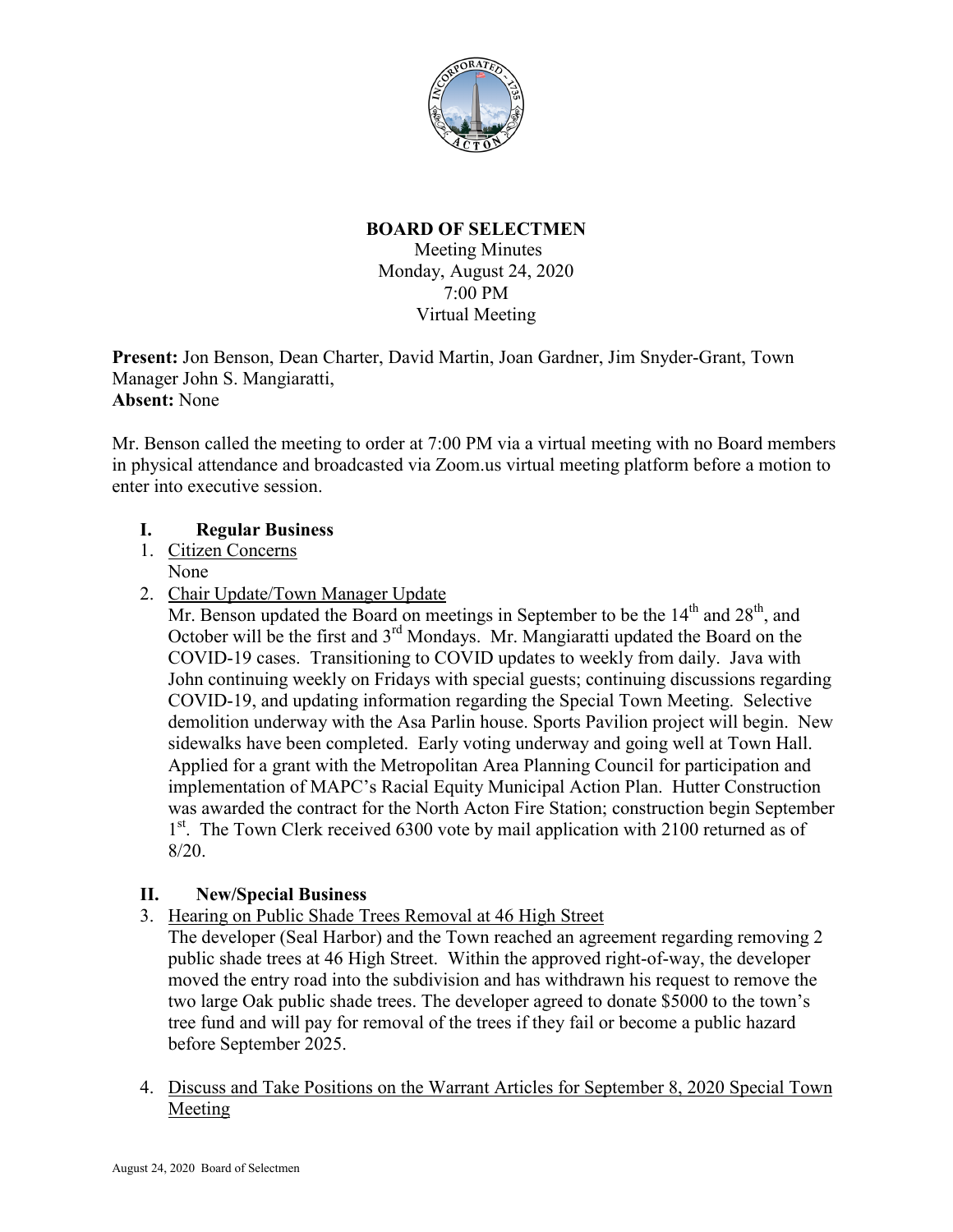**BOARD OF SELECTMEN**

Meeting Minutes
Monday, August 24, 2020
7:00 PM
Virtual Meeting

**Present:** Jon Benson, Dean Charter, David Martin, Joan Gardner, Jim Snyder-Grant, Town Manager John S. Mangiaratti,
**Absent:** None

Mr. Benson called the meeting to order at 7:00 PM via a virtual meeting with no Board members in physical attendance and broadcasted via Zoom.us virtual meeting platform before a motion to enter into executive session.

## I. Regular Business

1. Citizen Concerns
   None
2. Chair Update/Town Manager Update
   Mr. Benson updated the Board on meetings in September to be the 14th and 28th, and October will be the first and 3rd Mondays. Mr. Mangiaratti updated the Board on the COVID-19 cases. Transitioning to COVID updates to weekly from daily. Java with John continuing weekly on Fridays with special guests; continuing discussions regarding COVID-19, and updating information regarding the Special Town Meeting. Selective demolition underway with the Asa Parlin house. Sports Pavilion project will begin. New sidewalks have been completed. Early voting underway and going well at Town Hall. Applied for a grant with the Metropolitan Area Planning Council for participation and implementation of MAPC's Racial Equity Municipal Action Plan. Hutter Construction was awarded the contract for the North Acton Fire Station; construction begin September 1st. The Town Clerk received 6300 vote by mail application with 2100 returned as of 8/20.

## II. New/Special Business

3. Hearing on Public Shade Trees Removal at 46 High Street
   The developer (Seal Harbor) and the Town reached an agreement regarding removing 2 public shade trees at 46 High Street. Within the approved right-of-way, the developer moved the entry road into the subdivision and has withdrawn his request to remove the two large Oak public shade trees. The developer agreed to donate $5000 to the town's tree fund and will pay for removal of the trees if they fail or become a public hazard before September 2025.

4. Discuss and Take Positions on the Warrant Articles for September 8, 2020 Special Town Meeting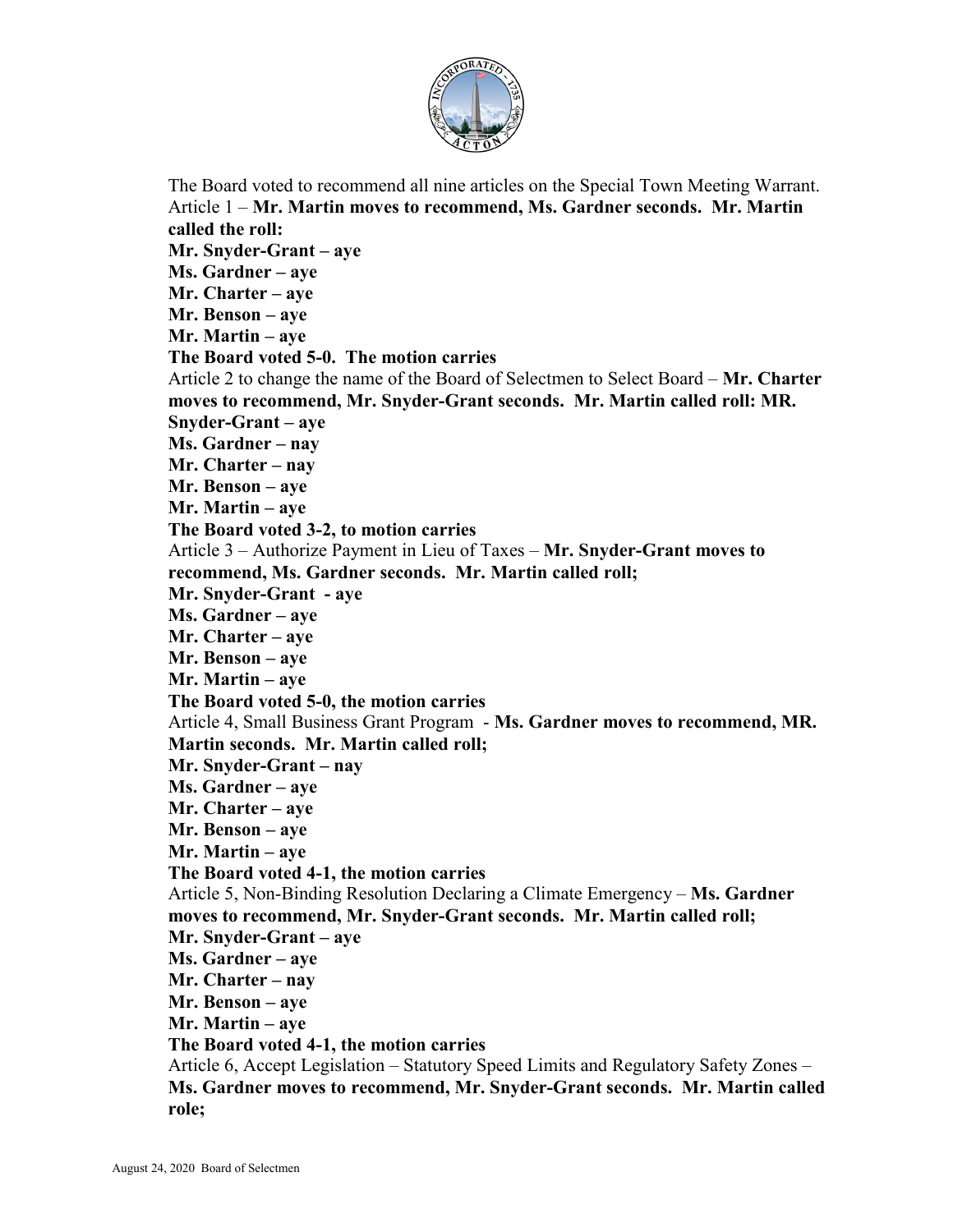The Board voted to recommend all nine articles on the Special Town Meeting Warrant.

Article 1 – **Mr. Martin moves to recommend, Ms. Gardner seconds. Mr. Martin called the roll:**

**Mr. Snyder-Grant – aye**
**Ms. Gardner – aye**
**Mr. Charter – aye**
**Mr. Benson – aye**
**Mr. Martin – aye**
**The Board voted 5-0. The motion carries**

Article 2 to change the name of the Board of Selectmen to Select Board – **Mr. Charter moves to recommend, Mr. Snyder-Grant seconds. Mr. Martin called roll: MR. Snyder-Grant – aye**
**Ms. Gardner – nay**
**Mr. Charter – nay**
**Mr. Benson – aye**
**Mr. Martin – aye**
**The Board voted 3-2, to motion carries**

Article 3 – Authorize Payment in Lieu of Taxes – **Mr. Snyder-Grant moves to recommend, Ms. Gardner seconds. Mr. Martin called roll;**
**Mr. Snyder-Grant - aye**
**Ms. Gardner – aye**
**Mr. Charter – aye**
**Mr. Benson – aye**
**Mr. Martin – aye**
**The Board voted 5-0, the motion carries**

Article 4, Small Business Grant Program - **Ms. Gardner moves to recommend, MR. Martin seconds. Mr. Martin called roll;**
**Mr. Snyder-Grant – nay**
**Ms. Gardner – aye**
**Mr. Charter – aye**
**Mr. Benson – aye**
**Mr. Martin – aye**
**The Board voted 4-1, the motion carries**

Article 5, Non-Binding Resolution Declaring a Climate Emergency – **Ms. Gardner moves to recommend, Mr. Snyder-Grant seconds. Mr. Martin called roll;**
**Mr. Snyder-Grant – aye**
**Ms. Gardner – aye**
**Mr. Charter – nay**
**Mr. Benson – aye**
**Mr. Martin – aye**
**The Board voted 4-1, the motion carries**

Article 6, Accept Legislation – Statutory Speed Limits and Regulatory Safety Zones – **Ms. Gardner moves to recommend, Mr. Snyder-Grant seconds. Mr. Martin called role;**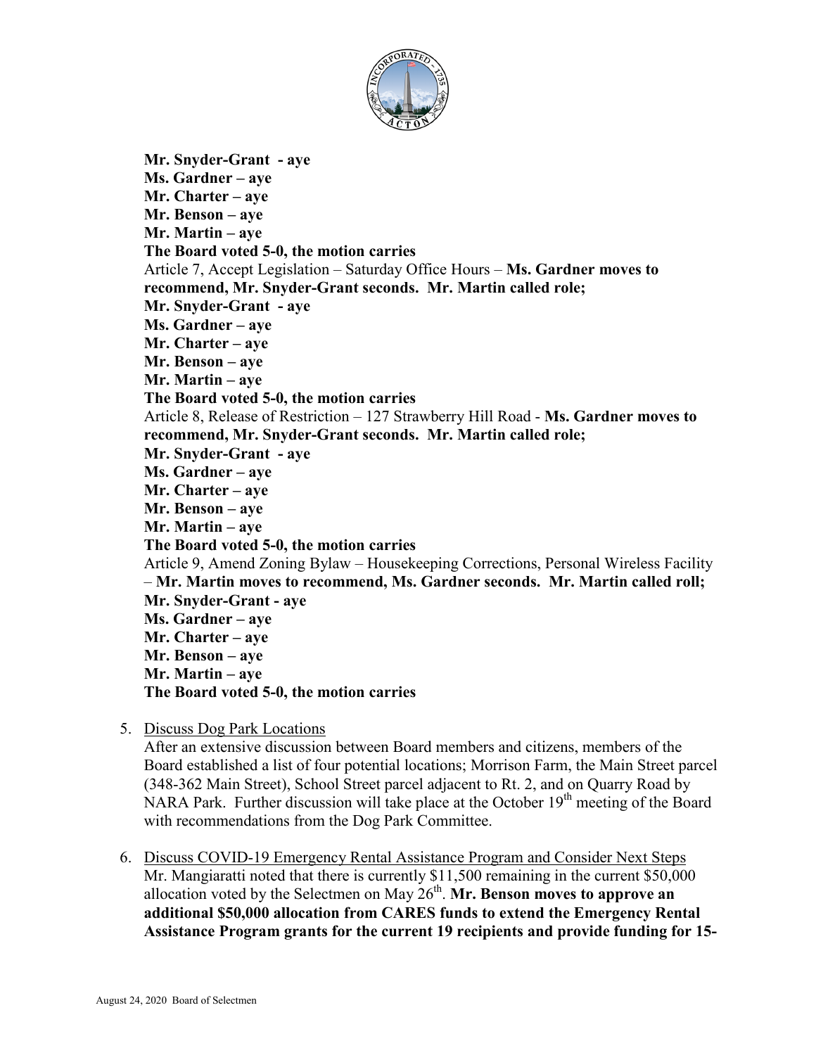**Mr. Snyder-Grant - aye**
**Ms. Gardner – aye**
**Mr. Charter – aye**
**Mr. Benson – aye**
**Mr. Martin – aye**
**The Board voted 5-0, the motion carries**
Article 7, Accept Legislation – Saturday Office Hours – **Ms. Gardner moves to recommend, Mr. Snyder-Grant seconds. Mr. Martin called role;**
**Mr. Snyder-Grant - aye**
**Ms. Gardner – aye**
**Mr. Charter – aye**
**Mr. Benson – aye**
**Mr. Martin – aye**
**The Board voted 5-0, the motion carries**
Article 8, Release of Restriction – 127 Strawberry Hill Road - **Ms. Gardner moves to recommend, Mr. Snyder-Grant seconds. Mr. Martin called role;**
**Mr. Snyder-Grant - aye**
**Ms. Gardner – aye**
**Mr. Charter – aye**
**Mr. Benson – aye**
**Mr. Martin – aye**
**The Board voted 5-0, the motion carries**
Article 9, Amend Zoning Bylaw – Housekeeping Corrections, Personal Wireless Facility – **Mr. Martin moves to recommend, Ms. Gardner seconds. Mr. Martin called roll;**
**Mr. Snyder-Grant - aye**
**Ms. Gardner – aye**
**Mr. Charter – aye**
**Mr. Benson – aye**
**Mr. Martin – aye**
**The Board voted 5-0, the motion carries**

5. Discuss Dog Park Locations
   After an extensive discussion between Board members and citizens, members of the Board established a list of four potential locations; Morrison Farm, the Main Street parcel (348-362 Main Street), School Street parcel adjacent to Rt. 2, and on Quarry Road by NARA Park. Further discussion will take place at the October 19th meeting of the Board with recommendations from the Dog Park Committee.

6. Discuss COVID-19 Emergency Rental Assistance Program and Consider Next Steps
   Mr. Mangiaratti noted that there is currently $11,500 remaining in the current $50,000 allocation voted by the Selectmen on May 26th. **Mr. Benson moves to approve an additional $50,000 allocation from CARES funds to extend the Emergency Rental Assistance Program grants for the current 19 recipients and provide funding for 15-**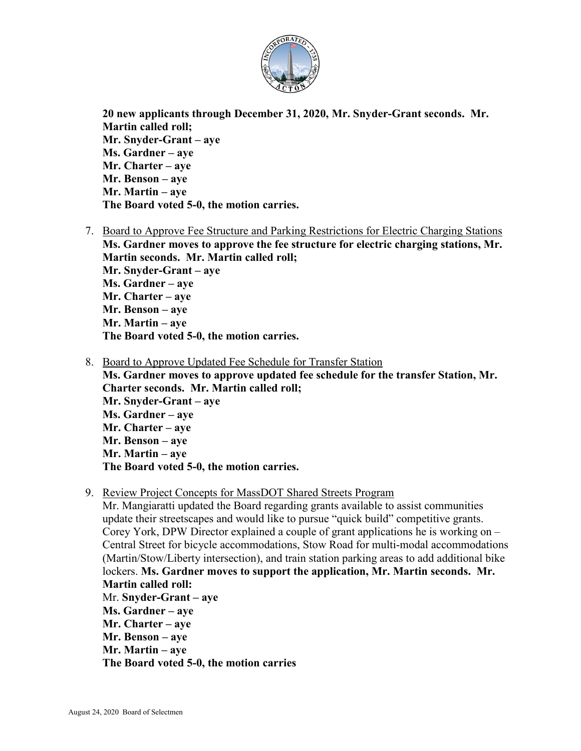**20 new applicants through December 31, 2020, Mr. Snyder-Grant seconds. Mr. Martin called roll;**
**Mr. Snyder-Grant – aye**
**Ms. Gardner – aye**
**Mr. Charter – aye**
**Mr. Benson – aye**
**Mr. Martin – aye**
**The Board voted 5-0, the motion carries.**

7. Board to Approve Fee Structure and Parking Restrictions for Electric Charging Stations
**Ms. Gardner moves to approve the fee structure for electric charging stations, Mr. Martin seconds. Mr. Martin called roll;**
**Mr. Snyder-Grant – aye**
**Ms. Gardner – aye**
**Mr. Charter – aye**
**Mr. Benson – aye**
**Mr. Martin – aye**
**The Board voted 5-0, the motion carries.**

8. Board to Approve Updated Fee Schedule for Transfer Station
**Ms. Gardner moves to approve updated fee schedule for the transfer Station, Mr. Charter seconds. Mr. Martin called roll;**
**Mr. Snyder-Grant – aye**
**Ms. Gardner – aye**
**Mr. Charter – aye**
**Mr. Benson – aye**
**Mr. Martin – aye**
**The Board voted 5-0, the motion carries.**

9. Review Project Concepts for MassDOT Shared Streets Program
Mr. Mangiaratti updated the Board regarding grants available to assist communities update their streetscapes and would like to pursue "quick build" competitive grants. Corey York, DPW Director explained a couple of grant applications he is working on – Central Street for bicycle accommodations, Stow Road for multi-modal accommodations (Martin/Stow/Liberty intersection), and train station parking areas to add additional bike lockers. **Ms. Gardner moves to support the application, Mr. Martin seconds. Mr. Martin called roll:**
Mr. **Snyder-Grant – aye**
**Ms. Gardner – aye**
**Mr. Charter – aye**
**Mr. Benson – aye**
**Mr. Martin – aye**
**The Board voted 5-0, the motion carries**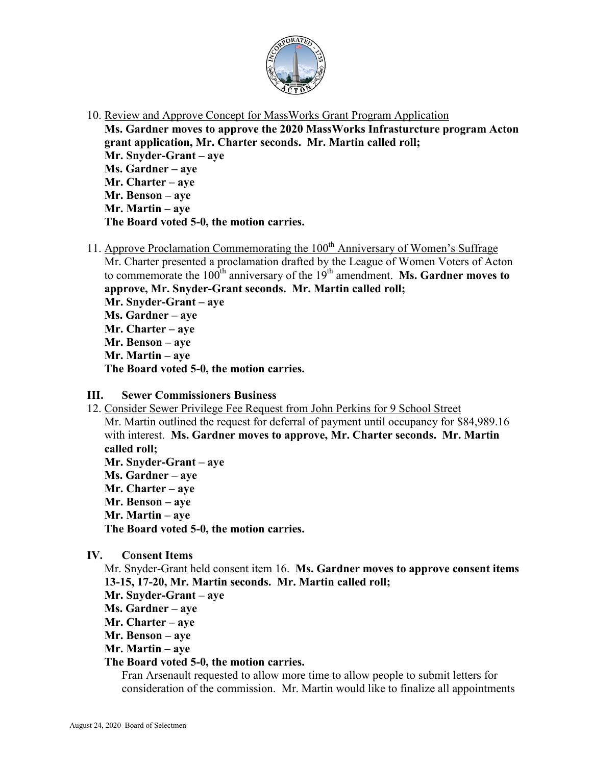10. Review and Approve Concept for MassWorks Grant Program Application
    **Ms. Gardner moves to approve the 2020 MassWorks Infrasturcture program Acton grant application, Mr. Charter seconds. Mr. Martin called roll;**
    **Mr. Snyder-Grant – aye**
    **Ms. Gardner – aye**
    **Mr. Charter – aye**
    **Mr. Benson – aye**
    **Mr. Martin – aye**
    **The Board voted 5-0, the motion carries.**

11. Approve Proclamation Commemorating the 100th Anniversary of Women's Suffrage
    Mr. Charter presented a proclamation drafted by the League of Women Voters of Acton to commemorate the 100th anniversary of the 19th amendment. **Ms. Gardner moves to approve, Mr. Snyder-Grant seconds. Mr. Martin called roll;**
    **Mr. Snyder-Grant – aye**
    **Ms. Gardner – aye**
    **Mr. Charter – aye**
    **Mr. Benson – aye**
    **Mr. Martin – aye**
    **The Board voted 5-0, the motion carries.**

## III. Sewer Commissioners Business

12. Consider Sewer Privilege Fee Request from John Perkins for 9 School Street
    Mr. Martin outlined the request for deferral of payment until occupancy for $84,989.16 with interest. **Ms. Gardner moves to approve, Mr. Charter seconds. Mr. Martin called roll;**
    **Mr. Snyder-Grant – aye**
    **Ms. Gardner – aye**
    **Mr. Charter – aye**
    **Mr. Benson – aye**
    **Mr. Martin – aye**
    **The Board voted 5-0, the motion carries.**

## IV. Consent Items

Mr. Snyder-Grant held consent item 16. **Ms. Gardner moves to approve consent items 13-15, 17-20, Mr. Martin seconds. Mr. Martin called roll;**
**Mr. Snyder-Grant – aye**
**Ms. Gardner – aye**
**Mr. Charter – aye**
**Mr. Benson – aye**
**Mr. Martin – aye**
**The Board voted 5-0, the motion carries.**

Fran Arsenault requested to allow more time to allow people to submit letters for consideration of the commission. Mr. Martin would like to finalize all appointments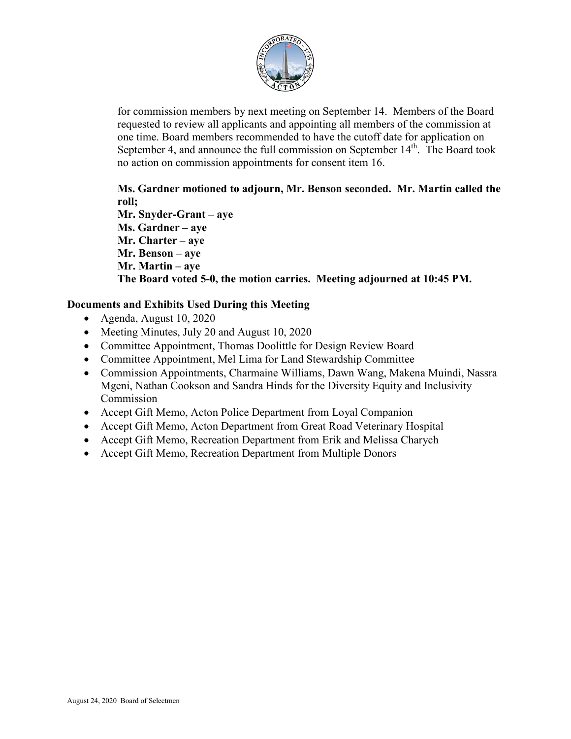for commission members by next meeting on September 14. Members of the Board requested to review all applicants and appointing all members of the commission at one time. Board members recommended to have the cutoff date for application on September 4, and announce the full commission on September 14th. The Board took no action on commission appointments for consent item 16.

**Ms. Gardner motioned to adjourn, Mr. Benson seconded. Mr. Martin called the roll;**
**Mr. Snyder-Grant – aye**
**Ms. Gardner – aye**
**Mr. Charter – aye**
**Mr. Benson – aye**
**Mr. Martin – aye**
**The Board voted 5-0, the motion carries. Meeting adjourned at 10:45 PM.**

**Documents and Exhibits Used During this Meeting**

- Agenda, August 10, 2020
- Meeting Minutes, July 20 and August 10, 2020
- Committee Appointment, Thomas Doolittle for Design Review Board
- Committee Appointment, Mel Lima for Land Stewardship Committee
- Commission Appointments, Charmaine Williams, Dawn Wang, Makena Muindi, Nassra Mgeni, Nathan Cookson and Sandra Hinds for the Diversity Equity and Inclusivity Commission
- Accept Gift Memo, Acton Police Department from Loyal Companion
- Accept Gift Memo, Acton Department from Great Road Veterinary Hospital
- Accept Gift Memo, Recreation Department from Erik and Melissa Charych
- Accept Gift Memo, Recreation Department from Multiple Donors